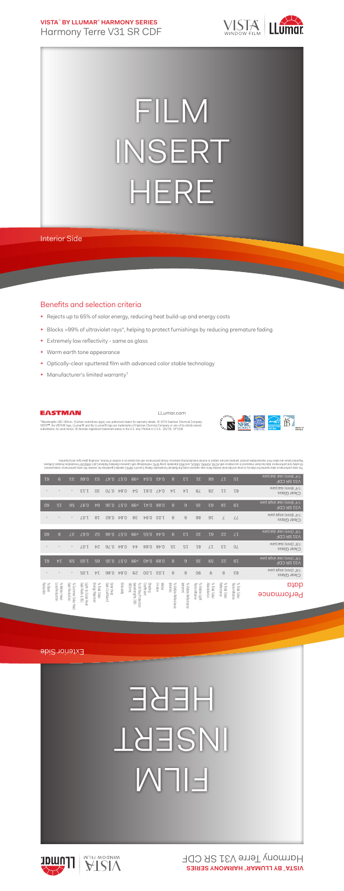**VISTA™ BY LLUMAR® HARMONY SERIES**
# Harmony Terre V31 SR CDF

FILM INSERT HERE

Interior Side

## Benefits and selection criteria

- Rejects up to 65% of solar energy, reducing heat build-up and energy costs
- Blocks >99% of ultraviolet rays*, helping to protect furnishings by reducing premature fading
- Extremely low reflectivity - same as glass
- Warm earth tone appearance
- Optically-clear sputtered film with advanced color stable technology
- Manufacturer's limited warranty†

EASTMAN

LLumar.com

*Wavelengths 280-380nm. †Certain restrictions apply; see authorized dealer for warranty details. © 2016 Eastman Chemical Company. VISTA™, the VISTA® logo, LLumar® and the LLumar® logo are trademarks of Eastman Chemical Company or one of its wholly owned subsidiaries. As used herein, ® denotes registered trademark status in the U.S. only. Printed in U.S.A. (05/16) SP1038

The solar performance data reported for Vista by LLumar architectural window films was calculated using the National Fenestration Rating Council's (NFRC) standard guidelines for window film solar performance measurement. All safety and performance data have been measured in accordance with ASTM, ASHRAE, ANSI and NFRC standards using NFRC methodology with Lawrence Berkeley National Lab's WINDOW Fenestration Analysis Software. Reported values are taken from representative product samples and are subject to normal manufacturing variances. Actual performance will vary based on a number of factors, including glass type and properties.

## Performance data

| | % Total Solar Transmittance | % Total Solar Reflectance | % Total Solar Absorptance | % Visible Light Transmittance | % Visible Reflectance (exterior) | % Visible Reflectance (interior) | Winter U-Value | Shading Coefficient | % UV Rejection (wavelengths 280-380nm) | Emissivity | Solar Heat Gain Coefficient | % Total Solar Energy Rejected | Light to Solar Heat Gain Ratio (LSG) | % Reduction in Solar Heat Gain | % Winter Heat Loss Reduction | % Glare Reduction |
|---|---|---|---|---|---|---|---|---|---|---|---|---|---|---|---|---|
| Clear Glass 1/8" (3mm) single pane | 83 | 8 | 9 | 90 | 8 | 8 | 1.03 | 1.00 | 29 | 0.84 | 0.86 | 14 | 1.05 | - | - | - |
| V31 SR CDF 1/8" (3mm) clear single pane | 19 | 22 | 59 | 35 | 9 | 8 | 0.89 | 0.40 | >99 | 0.57 | 0.35 | 65 | 1.00 | 59 | 14 | 61 |
| Clear Glass 1/8" (3mm) dual pane | 70 | 13 | 17 | 81 | 15 | 15 | 0.48 | 0.88 | 44 | 0.84 | 0.76 | 24 | 1.07 | - | - | - |
| V31 SR CDF 1/8" (3mm) clear dual pane | 17 | 22 | 61 | 32 | 13 | 9 | 0.44 | 0.55 | >99 | 0.57 | 0.48 | 52 | 0.67 | 37 | 8 | 60 |
| Clear Glass 1/4" (6mm) single pane | 77 | 7 | 16 | 88 | 8 | 8 | 1.03 | 0.94 | 36 | 0.84 | 0.82 | 18 | 1.07 | - | - | - |
| V31 SR CDF 1/4" (6mm) clear single pane | 19 | 18 | 63 | 35 | 9 | 8 | 0.88 | 0.41 | >99 | 0.57 | 0.36 | 64 | 0.97 | 56 | 15 | 60 |
| Clear Glass 1/4" (6mm) dual pane | 63 | 11 | 26 | 79 | 14 | 14 | 0.47 | 0.81 | 54 | 0.84 | 0.70 | 30 | 1.13 | - | - | - |
| V31 SR CDF 1/4" (6mm) clear dual pane | 15 | 27 | 58 | 31 | 13 | 8 | 0.44 | 0.54 | >99 | 0.57 | 0.47 | 53 | 0.66 | 33 | 6 | 61 |

Exterior Side

FILM INSERT HERE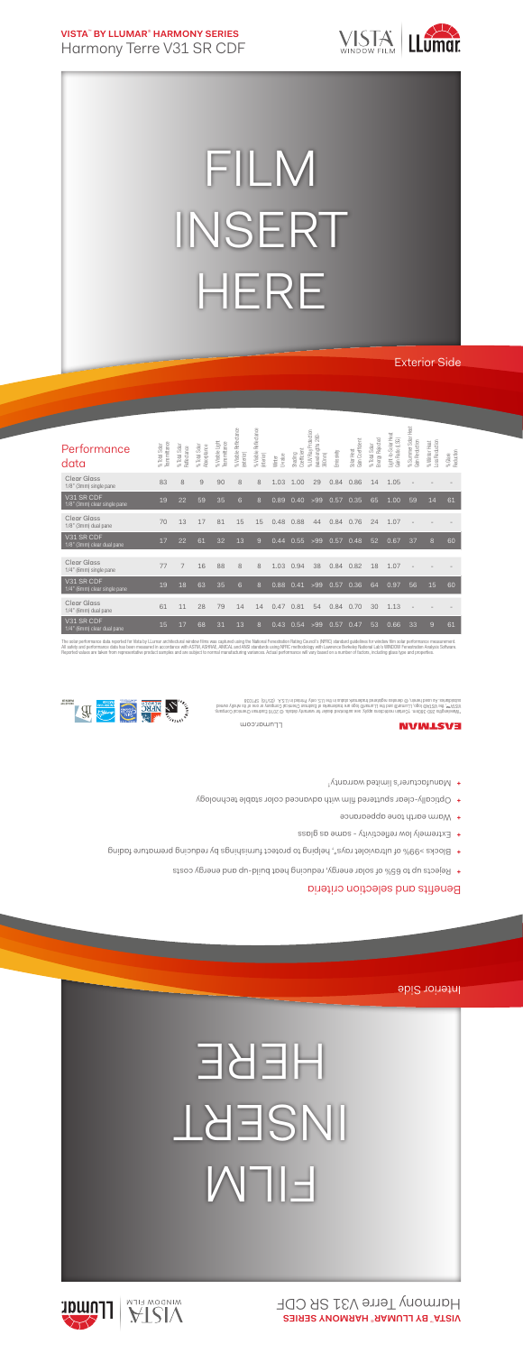**VISTA™ BY LLUMAR® HARMONY SERIES**
Harmony Terre V31 SR CDF

# FILM INSERT HERE

Exterior Side

## Performance data

| | % Total Solar Transmittance | % Total Solar Reflectance | % Total Solar Absorptance | % Visible Light Transmittance | % Visible Reflectance (exterior) | % Visible Reflectance (interior) | Winter U-value | Shading Coefficient | % UV Ray Protection (wavelengths 280-380nm) | Emissivity | Solar Heat Gain Coefficient | % Total Solar Energy Rejected | Light to Solar Heat Gain Ratio (LSG) | % Summer Solar Heat Gain Reduction | % Winter Heat Loss Reduction | % Glare Reduction |
|---|---|---|---|---|---|---|---|---|---|---|---|---|---|---|---|---|
| Clear Glass 1/8" (3mm) single pane | 83 | 8 | 9 | 90 | 8 | 8 | 1.03 | 1.00 | 29 | 0.84 | 0.86 | 14 | 1.05 | - | - | - |
| V31 SR CDF 1/8" (3mm) clear single pane | 19 | 22 | 59 | 35 | 6 | 8 | 0.89 | 0.40 | >99 | 0.57 | 0.35 | 65 | 1.00 | 59 | 14 | 61 |
| Clear Glass 1/8" (3mm) dual pane | 70 | 13 | 17 | 81 | 15 | 15 | 0.48 | 0.88 | 44 | 0.84 | 0.76 | 24 | 1.07 | - | - | - |
| V31 SR CDF 1/8" (3mm) clear dual pane | 17 | 22 | 61 | 32 | 13 | 9 | 0.44 | 0.55 | >99 | 0.57 | 0.48 | 52 | 0.67 | 37 | 8 | 60 |
| Clear Glass 1/4" (6mm) single pane | 77 | 7 | 16 | 88 | 8 | 8 | 1.03 | 0.94 | 38 | 0.84 | 0.82 | 18 | 1.07 | - | - | - |
| V31 SR CDF 1/4" (6mm) clear single pane | 19 | 18 | 63 | 35 | 6 | 8 | 0.88 | 0.41 | >99 | 0.57 | 0.36 | 64 | 0.97 | 56 | 15 | 60 |
| Clear Glass 1/4" (6mm) dual pane | 61 | 11 | 28 | 79 | 14 | 14 | 0.47 | 0.81 | 54 | 0.84 | 0.70 | 30 | 1.13 | - | - | - |
| V31 SR CDF 1/4" (6mm) clear dual pane | 15 | 17 | 68 | 31 | 13 | 8 | 0.43 | 0.54 | >99 | 0.57 | 0.47 | 53 | 0.66 | 33 | 9 | 61 |

The solar performance data reported for Vista by LLumar architectural window films was captured using the National Fenestration Rating Council's (NFRC) standard guidelines for window film solar performance measurement. All safety and performance data has been measured in accordance with ASTM, ASHRAE, ANSI, and ANSI standards using NFRC methodology with Lawrence Berkeley National Lab's WINDOW Fenestration Analysis Software. Reported values are taken from representative product samples and are subject to normal manufacturing variances. Actual performance will vary based on a number of factors, including glass type and properties.

## Benefits and selection criteria

- Rejects up to 65% of solar energy, reducing heat build-up and energy costs
- Blocks >99% of ultraviolet rays*, helping to protect furnishings by reducing premature fading
- Extremely low reflectivity - same as glass
- Warm earth tone appearance
- Optically-clear sputtered film with advanced color stable technology
- Manufacturer's limited warranty†

*Wavelengths 280-380nm. †Certain restrictions apply, see authorized dealer for warranty details. ©2018 Eastman Chemical Company. VISTA™, the VISTA® logo, LLumar® and the LLumar® logo are trademarks of Eastman Chemical Company or one of its wholly owned subsidiaries. As used herein, ® denotes registered trademark status in the U.S. only. Printed in U.S.A. (05/18) SRT258

EASTMAN

LLumar.com

Interior Side

# FILM INSERT HERE

**VISTA™ BY LLUMAR® HARMONY SERIES**
Harmony Terre V31 SR CDF